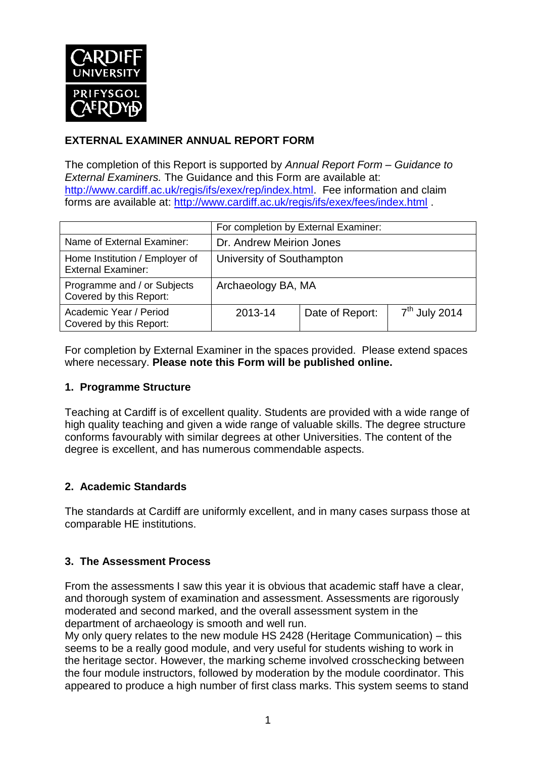**EXTERNAL EXAMINER ANNUAL REPORT FORM**

The completion of this Report is supported by *Annual Report Form – Guidance to External Examiners.* The Guidance and this Form are available at: http://www.cardiff.ac.uk/regis/ifs/exex/rep/index.html. Fee information and claim forms are available at: http://www.cardiff.ac.uk/regis/ifs/exex/fees/index.html .

| | For completion by External Examiner: | | |
|---|---|---|---|
| Name of External Examiner: | Dr. Andrew Meirion Jones | | |
| Home Institution / Employer of External Examiner: | University of Southampton | | |
| Programme and / or Subjects Covered by this Report: | Archaeology BA, MA | | |
| Academic Year / Period Covered by this Report: | 2013-14 | Date of Report: | 7th July 2014 |

For completion by External Examiner in the spaces provided. Please extend spaces where necessary. **Please note this Form will be published online.**

## 1. Programme Structure

Teaching at Cardiff is of excellent quality. Students are provided with a wide range of high quality teaching and given a wide range of valuable skills. The degree structure conforms favourably with similar degrees at other Universities. The content of the degree is excellent, and has numerous commendable aspects.

## 2. Academic Standards

The standards at Cardiff are uniformly excellent, and in many cases surpass those at comparable HE institutions.

## 3. The Assessment Process

From the assessments I saw this year it is obvious that academic staff have a clear, and thorough system of examination and assessment. Assessments are rigorously moderated and second marked, and the overall assessment system in the department of archaeology is smooth and well run.
My only query relates to the new module HS 2428 (Heritage Communication) – this seems to be a really good module, and very useful for students wishing to work in the heritage sector. However, the marking scheme involved crosschecking between the four module instructors, followed by moderation by the module coordinator. This appeared to produce a high number of first class marks. This system seems to stand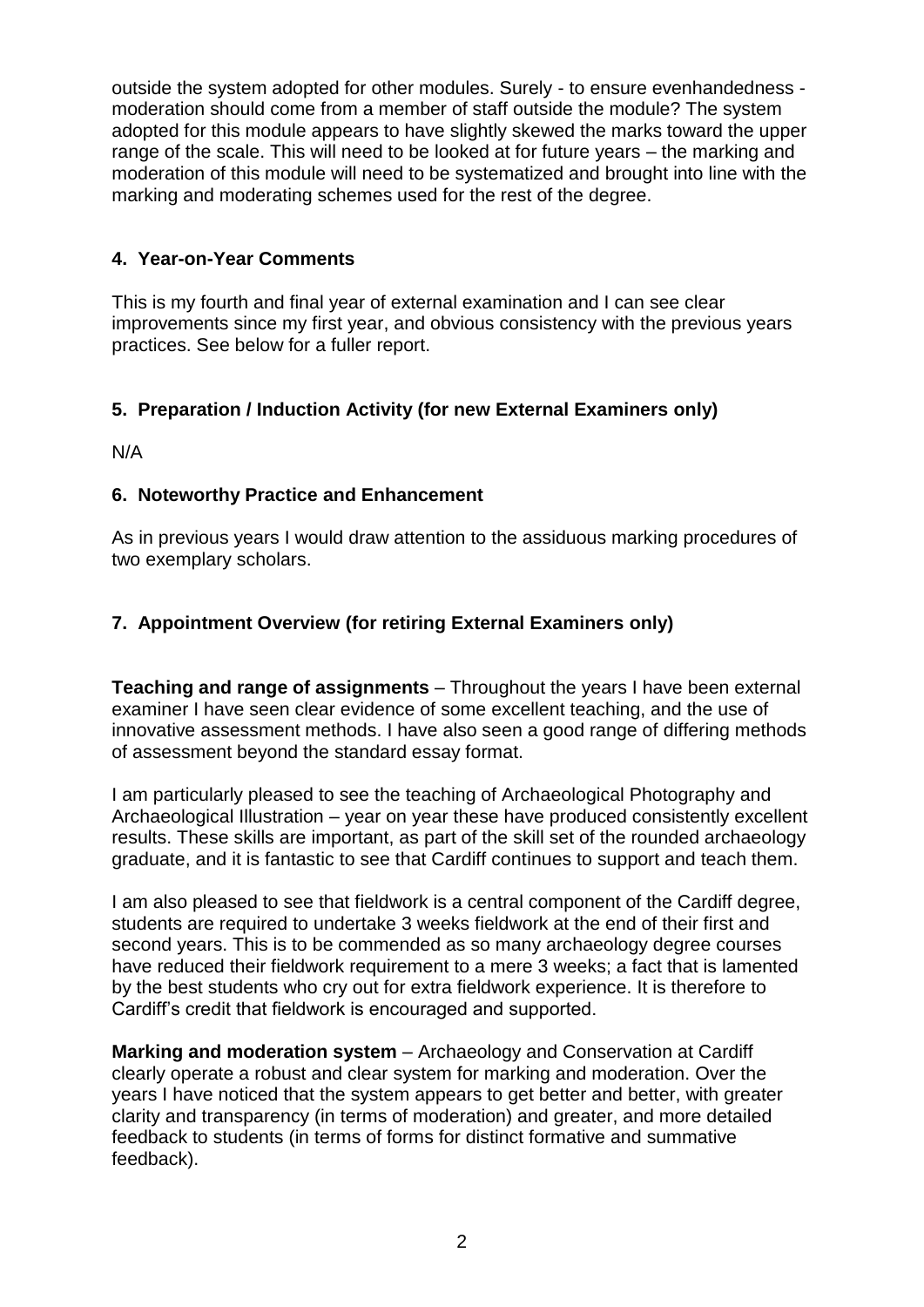outside the system adopted for other modules. Surely - to ensure evenhandedness - moderation should come from a member of staff outside the module? The system adopted for this module appears to have slightly skewed the marks toward the upper range of the scale. This will need to be looked at for future years – the marking and moderation of this module will need to be systematized and brought into line with the marking and moderating schemes used for the rest of the degree.

## 4. Year-on-Year Comments

This is my fourth and final year of external examination and I can see clear improvements since my first year, and obvious consistency with the previous years practices. See below for a fuller report.

## 5. Preparation / Induction Activity (for new External Examiners only)

N/A

## 6. Noteworthy Practice and Enhancement

As in previous years I would draw attention to the assiduous marking procedures of two exemplary scholars.

## 7. Appointment Overview (for retiring External Examiners only)

**Teaching and range of assignments** – Throughout the years I have been external examiner I have seen clear evidence of some excellent teaching, and the use of innovative assessment methods. I have also seen a good range of differing methods of assessment beyond the standard essay format.

I am particularly pleased to see the teaching of Archaeological Photography and Archaeological Illustration – year on year these have produced consistently excellent results. These skills are important, as part of the skill set of the rounded archaeology graduate, and it is fantastic to see that Cardiff continues to support and teach them.

I am also pleased to see that fieldwork is a central component of the Cardiff degree, students are required to undertake 3 weeks fieldwork at the end of their first and second years. This is to be commended as so many archaeology degree courses have reduced their fieldwork requirement to a mere 3 weeks; a fact that is lamented by the best students who cry out for extra fieldwork experience. It is therefore to Cardiff's credit that fieldwork is encouraged and supported.

**Marking and moderation system** – Archaeology and Conservation at Cardiff clearly operate a robust and clear system for marking and moderation. Over the years I have noticed that the system appears to get better and better, with greater clarity and transparency (in terms of moderation) and greater, and more detailed feedback to students (in terms of forms for distinct formative and summative feedback).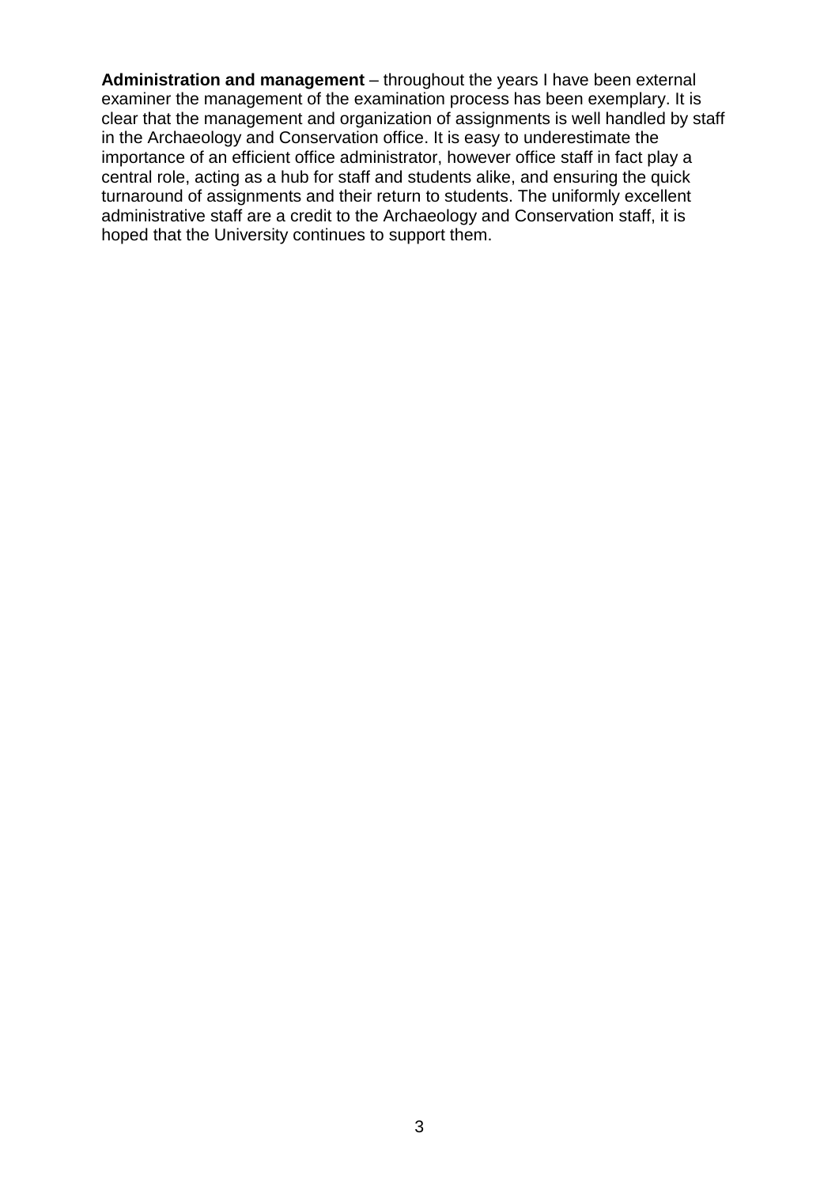**Administration and management** – throughout the years I have been external examiner the management of the examination process has been exemplary. It is clear that the management and organization of assignments is well handled by staff in the Archaeology and Conservation office. It is easy to underestimate the importance of an efficient office administrator, however office staff in fact play a central role, acting as a hub for staff and students alike, and ensuring the quick turnaround of assignments and their return to students. The uniformly excellent administrative staff are a credit to the Archaeology and Conservation staff, it is hoped that the University continues to support them.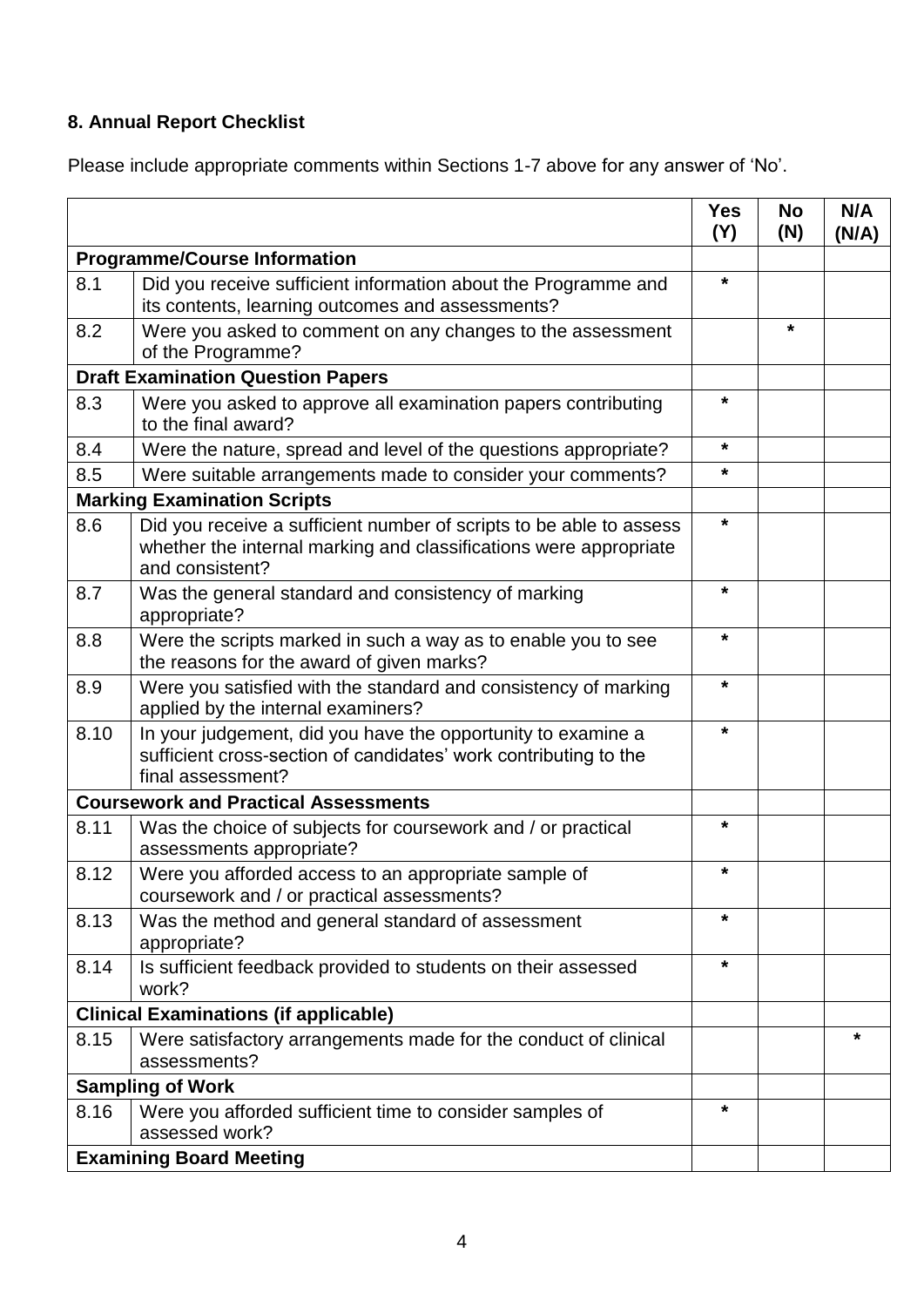## 8. Annual Report Checklist

Please include appropriate comments within Sections 1-7 above for any answer of 'No'.

| | | Yes (Y) | No (N) | N/A (N/A) |
|---|---|---|---|---|
| **Programme/Course Information** | | | | |
| 8.1 | Did you receive sufficient information about the Programme and its contents, learning outcomes and assessments? | * | | |
| 8.2 | Were you asked to comment on any changes to the assessment of the Programme? | | * | |
| **Draft Examination Question Papers** | | | | |
| 8.3 | Were you asked to approve all examination papers contributing to the final award? | * | | |
| 8.4 | Were the nature, spread and level of the questions appropriate? | * | | |
| 8.5 | Were suitable arrangements made to consider your comments? | * | | |
| **Marking Examination Scripts** | | | | |
| 8.6 | Did you receive a sufficient number of scripts to be able to assess whether the internal marking and classifications were appropriate and consistent? | * | | |
| 8.7 | Was the general standard and consistency of marking appropriate? | * | | |
| 8.8 | Were the scripts marked in such a way as to enable you to see the reasons for the award of given marks? | * | | |
| 8.9 | Were you satisfied with the standard and consistency of marking applied by the internal examiners? | * | | |
| 8.10 | In your judgement, did you have the opportunity to examine a sufficient cross-section of candidates' work contributing to the final assessment? | * | | |
| **Coursework and Practical Assessments** | | | | |
| 8.11 | Was the choice of subjects for coursework and / or practical assessments appropriate? | * | | |
| 8.12 | Were you afforded access to an appropriate sample of coursework and / or practical assessments? | * | | |
| 8.13 | Was the method and general standard of assessment appropriate? | * | | |
| 8.14 | Is sufficient feedback provided to students on their assessed work? | * | | |
| **Clinical Examinations (if applicable)** | | | | |
| 8.15 | Were satisfactory arrangements made for the conduct of clinical assessments? | | | * |
| **Sampling of Work** | | | | |
| 8.16 | Were you afforded sufficient time to consider samples of assessed work? | * | | |
| **Examining Board Meeting** | | | | |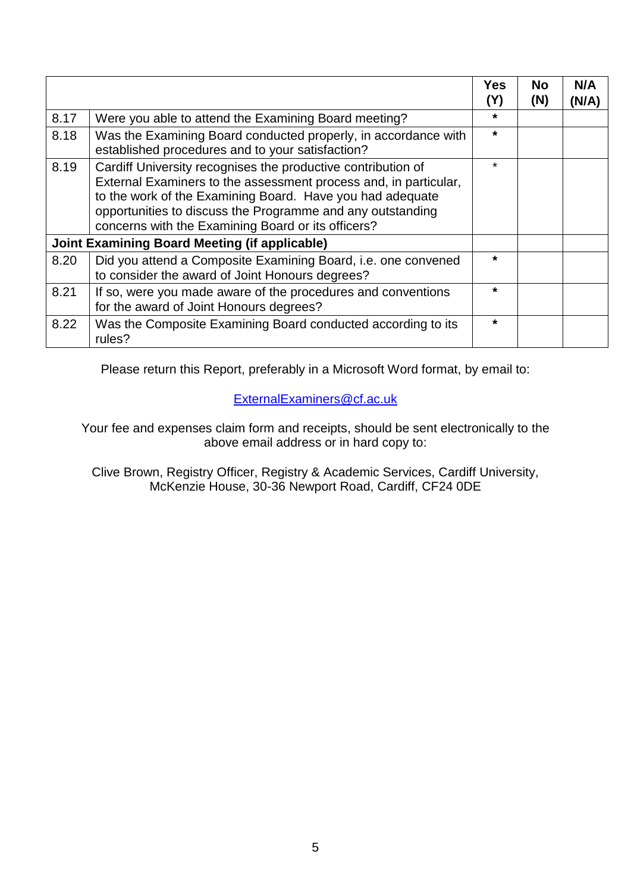| | | Yes (Y) | No (N) | N/A (N/A) |
|---|---|---|---|---|
| 8.17 | Were you able to attend the Examining Board meeting? | * | | |
| 8.18 | Was the Examining Board conducted properly, in accordance with established procedures and to your satisfaction? | * | | |
| 8.19 | Cardiff University recognises the productive contribution of External Examiners to the assessment process and, in particular, to the work of the Examining Board. Have you had adequate opportunities to discuss the Programme and any outstanding concerns with the Examining Board or its officers? | * | | |
| **Joint Examining Board Meeting (if applicable)** | | | | |
| 8.20 | Did you attend a Composite Examining Board, i.e. one convened to consider the award of Joint Honours degrees? | * | | |
| 8.21 | If so, were you made aware of the procedures and conventions for the award of Joint Honours degrees? | * | | |
| 8.22 | Was the Composite Examining Board conducted according to its rules? | * | | |

Please return this Report, preferably in a Microsoft Word format, by email to:

ExternalExaminers@cf.ac.uk

Your fee and expenses claim form and receipts, should be sent electronically to the above email address or in hard copy to:

Clive Brown, Registry Officer, Registry & Academic Services, Cardiff University, McKenzie House, 30-36 Newport Road, Cardiff, CF24 0DE